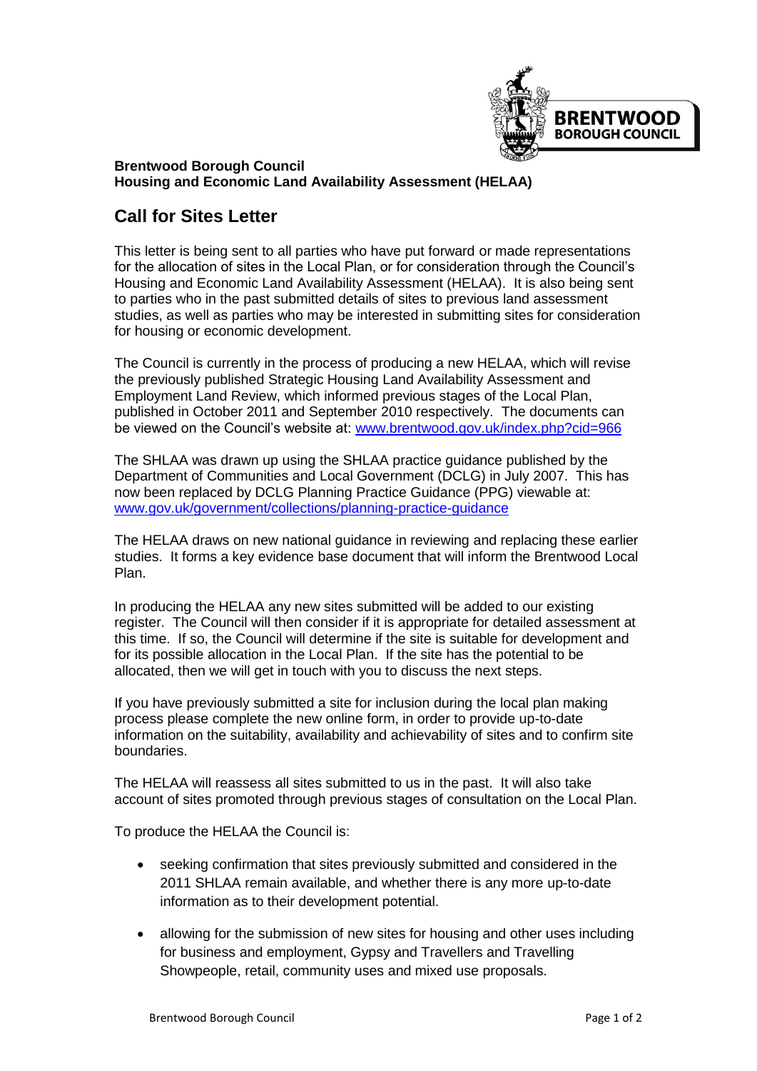**Brentwood Borough Council**
**Housing and Economic Land Availability Assessment (HELAA)**

## Call for Sites Letter

This letter is being sent to all parties who have put forward or made representations for the allocation of sites in the Local Plan, or for consideration through the Council's Housing and Economic Land Availability Assessment (HELAA). It is also being sent to parties who in the past submitted details of sites to previous land assessment studies, as well as parties who may be interested in submitting sites for consideration for housing or economic development.

The Council is currently in the process of producing a new HELAA, which will revise the previously published Strategic Housing Land Availability Assessment and Employment Land Review, which informed previous stages of the Local Plan, published in October 2011 and September 2010 respectively. The documents can be viewed on the Council's website at: www.brentwood.gov.uk/index.php?cid=966

The SHLAA was drawn up using the SHLAA practice guidance published by the Department of Communities and Local Government (DCLG) in July 2007. This has now been replaced by DCLG Planning Practice Guidance (PPG) viewable at: www.gov.uk/government/collections/planning-practice-guidance

The HELAA draws on new national guidance in reviewing and replacing these earlier studies. It forms a key evidence base document that will inform the Brentwood Local Plan.

In producing the HELAA any new sites submitted will be added to our existing register. The Council will then consider if it is appropriate for detailed assessment at this time. If so, the Council will determine if the site is suitable for development and for its possible allocation in the Local Plan. If the site has the potential to be allocated, then we will get in touch with you to discuss the next steps.

If you have previously submitted a site for inclusion during the local plan making process please complete the new online form, in order to provide up-to-date information on the suitability, availability and achievability of sites and to confirm site boundaries.

The HELAA will reassess all sites submitted to us in the past. It will also take account of sites promoted through previous stages of consultation on the Local Plan.

To produce the HELAA the Council is:

- seeking confirmation that sites previously submitted and considered in the 2011 SHLAA remain available, and whether there is any more up-to-date information as to their development potential.
- allowing for the submission of new sites for housing and other uses including for business and employment, Gypsy and Travellers and Travelling Showpeople, retail, community uses and mixed use proposals.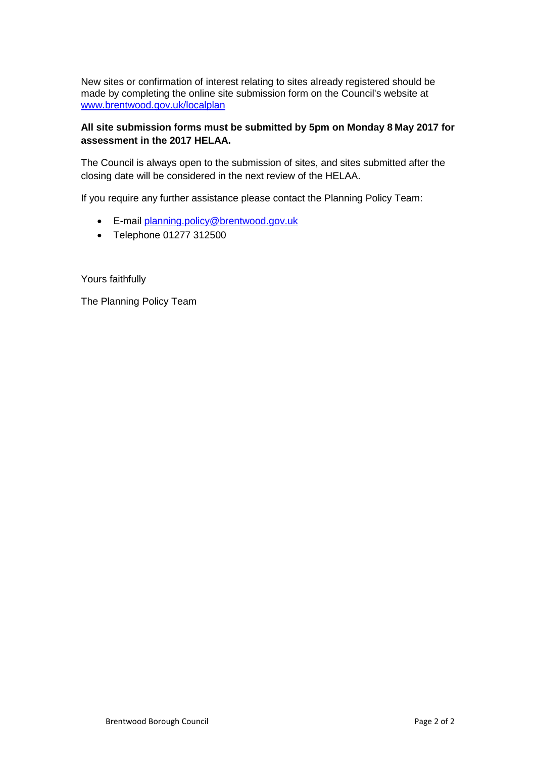New sites or confirmation of interest relating to sites already registered should be made by completing the online site submission form on the Council's website at www.brentwood.gov.uk/localplan

**All site submission forms must be submitted by 5pm on Monday 8 May 2017 for assessment in the 2017 HELAA.**

The Council is always open to the submission of sites, and sites submitted after the closing date will be considered in the next review of the HELAA.

If you require any further assistance please contact the Planning Policy Team:

- E-mail planning.policy@brentwood.gov.uk
- Telephone 01277 312500

Yours faithfully

The Planning Policy Team